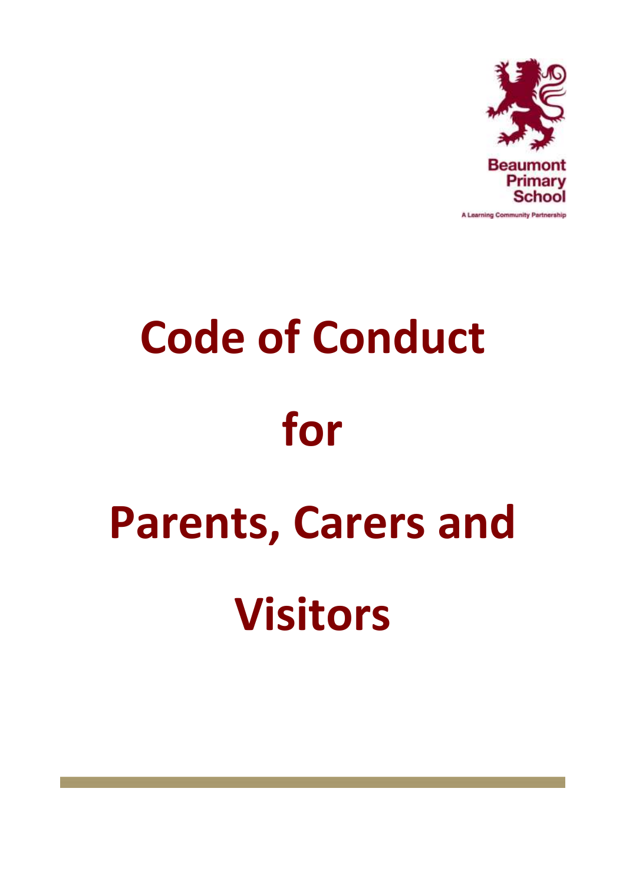Beaumont Primary School

A Learning Community Partnership

# Code of Conduct for Parents, Carers and Visitors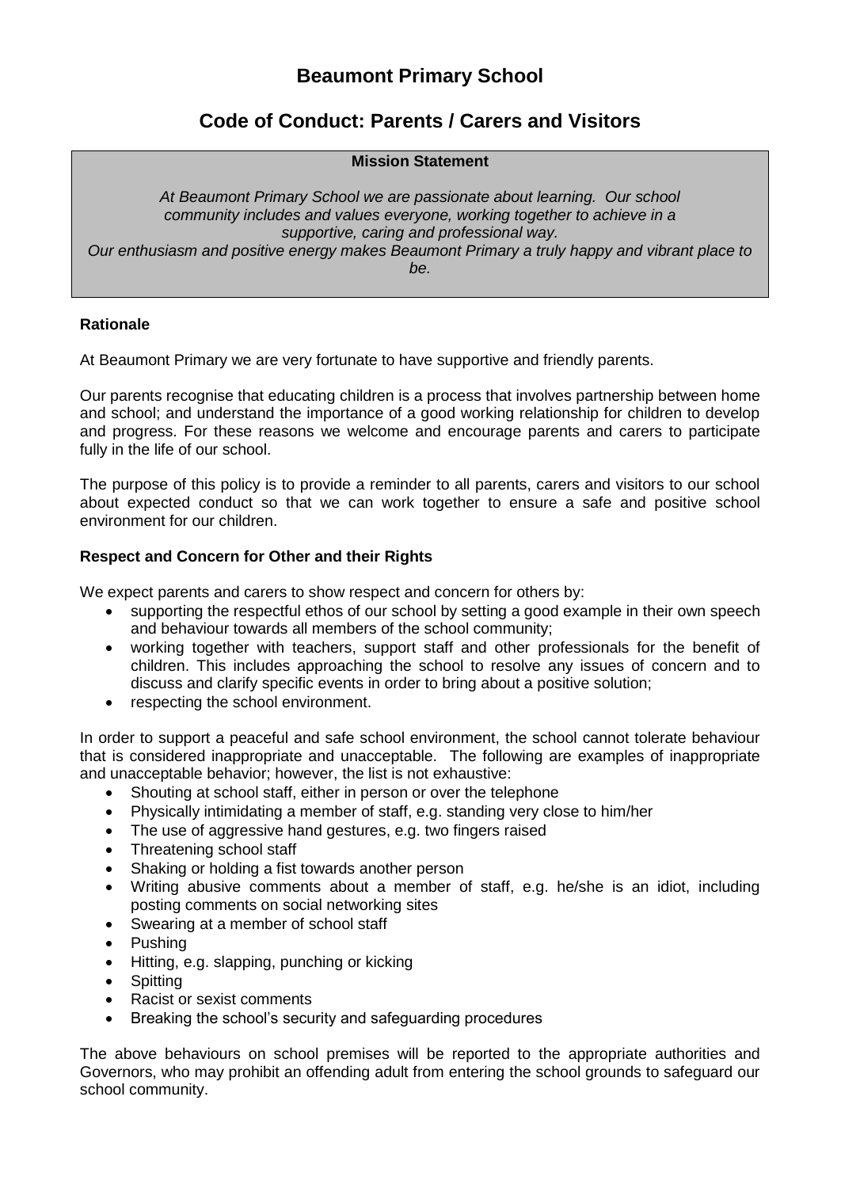# Beaumont Primary School

## Code of Conduct: Parents / Carers and Visitors

**Mission Statement**

*At Beaumont Primary School we are passionate about learning. Our school community includes and values everyone, working together to achieve in a supportive, caring and professional way.*
*Our enthusiasm and positive energy makes Beaumont Primary a truly happy and vibrant place to be.*

### Rationale

At Beaumont Primary we are very fortunate to have supportive and friendly parents.

Our parents recognise that educating children is a process that involves partnership between home and school; and understand the importance of a good working relationship for children to develop and progress. For these reasons we welcome and encourage parents and carers to participate fully in the life of our school.

The purpose of this policy is to provide a reminder to all parents, carers and visitors to our school about expected conduct so that we can work together to ensure a safe and positive school environment for our children.

### Respect and Concern for Other and their Rights

We expect parents and carers to show respect and concern for others by:

- supporting the respectful ethos of our school by setting a good example in their own speech and behaviour towards all members of the school community;
- working together with teachers, support staff and other professionals for the benefit of children. This includes approaching the school to resolve any issues of concern and to discuss and clarify specific events in order to bring about a positive solution;
- respecting the school environment.

In order to support a peaceful and safe school environment, the school cannot tolerate behaviour that is considered inappropriate and unacceptable. The following are examples of inappropriate and unacceptable behavior; however, the list is not exhaustive:

- Shouting at school staff, either in person or over the telephone
- Physically intimidating a member of staff, e.g. standing very close to him/her
- The use of aggressive hand gestures, e.g. two fingers raised
- Threatening school staff
- Shaking or holding a fist towards another person
- Writing abusive comments about a member of staff, e.g. he/she is an idiot, including posting comments on social networking sites
- Swearing at a member of school staff
- Pushing
- Hitting, e.g. slapping, punching or kicking
- Spitting
- Racist or sexist comments
- Breaking the school's security and safeguarding procedures

The above behaviours on school premises will be reported to the appropriate authorities and Governors, who may prohibit an offending adult from entering the school grounds to safeguard our school community.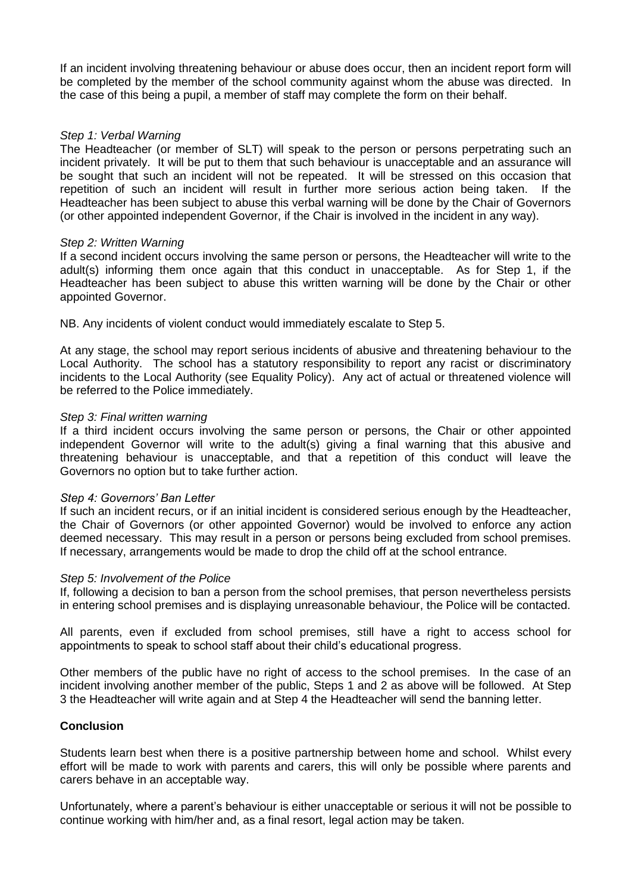If an incident involving threatening behaviour or abuse does occur, then an incident report form will be completed by the member of the school community against whom the abuse was directed. In the case of this being a pupil, a member of staff may complete the form on their behalf.

*Step 1: Verbal Warning*

The Headteacher (or member of SLT) will speak to the person or persons perpetrating such an incident privately. It will be put to them that such behaviour is unacceptable and an assurance will be sought that such an incident will not be repeated. It will be stressed on this occasion that repetition of such an incident will result in further more serious action being taken. If the Headteacher has been subject to abuse this verbal warning will be done by the Chair of Governors (or other appointed independent Governor, if the Chair is involved in the incident in any way).

*Step 2: Written Warning*

If a second incident occurs involving the same person or persons, the Headteacher will write to the adult(s) informing them once again that this conduct in unacceptable. As for Step 1, if the Headteacher has been subject to abuse this written warning will be done by the Chair or other appointed Governor.

NB. Any incidents of violent conduct would immediately escalate to Step 5.

At any stage, the school may report serious incidents of abusive and threatening behaviour to the Local Authority. The school has a statutory responsibility to report any racist or discriminatory incidents to the Local Authority (see Equality Policy). Any act of actual or threatened violence will be referred to the Police immediately.

*Step 3: Final written warning*

If a third incident occurs involving the same person or persons, the Chair or other appointed independent Governor will write to the adult(s) giving a final warning that this abusive and threatening behaviour is unacceptable, and that a repetition of this conduct will leave the Governors no option but to take further action.

*Step 4: Governors' Ban Letter*

If such an incident recurs, or if an initial incident is considered serious enough by the Headteacher, the Chair of Governors (or other appointed Governor) would be involved to enforce any action deemed necessary. This may result in a person or persons being excluded from school premises. If necessary, arrangements would be made to drop the child off at the school entrance.

*Step 5: Involvement of the Police*

If, following a decision to ban a person from the school premises, that person nevertheless persists in entering school premises and is displaying unreasonable behaviour, the Police will be contacted.

All parents, even if excluded from school premises, still have a right to access school for appointments to speak to school staff about their child's educational progress.

Other members of the public have no right of access to the school premises. In the case of an incident involving another member of the public, Steps 1 and 2 as above will be followed. At Step 3 the Headteacher will write again and at Step 4 the Headteacher will send the banning letter.

**Conclusion**

Students learn best when there is a positive partnership between home and school. Whilst every effort will be made to work with parents and carers, this will only be possible where parents and carers behave in an acceptable way.

Unfortunately, where a parent's behaviour is either unacceptable or serious it will not be possible to continue working with him/her and, as a final resort, legal action may be taken.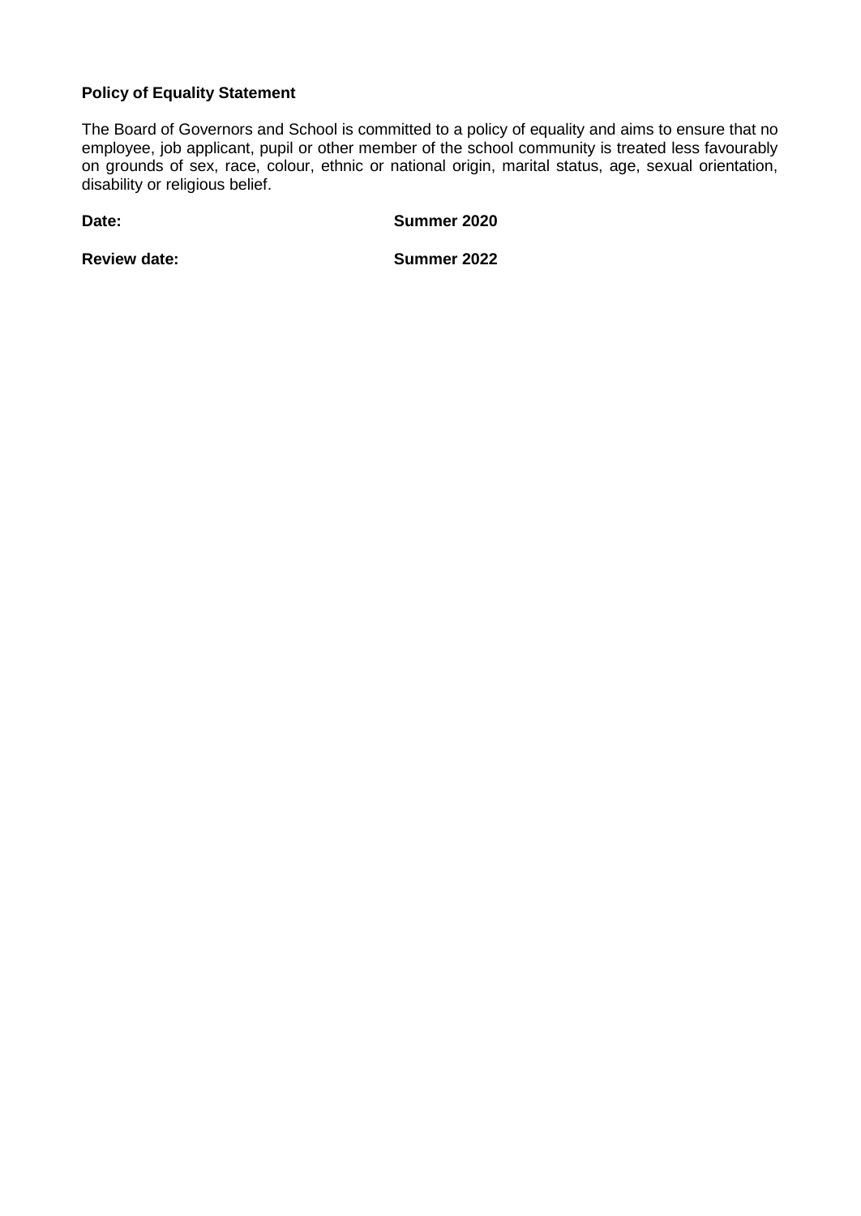**Policy of Equality Statement**

The Board of Governors and School is committed to a policy of equality and aims to ensure that no employee, job applicant, pupil or other member of the school community is treated less favourably on grounds of sex, race, colour, ethnic or national origin, marital status, age, sexual orientation, disability or religious belief.

**Date:** **Summer 2020**

**Review date:** **Summer 2022**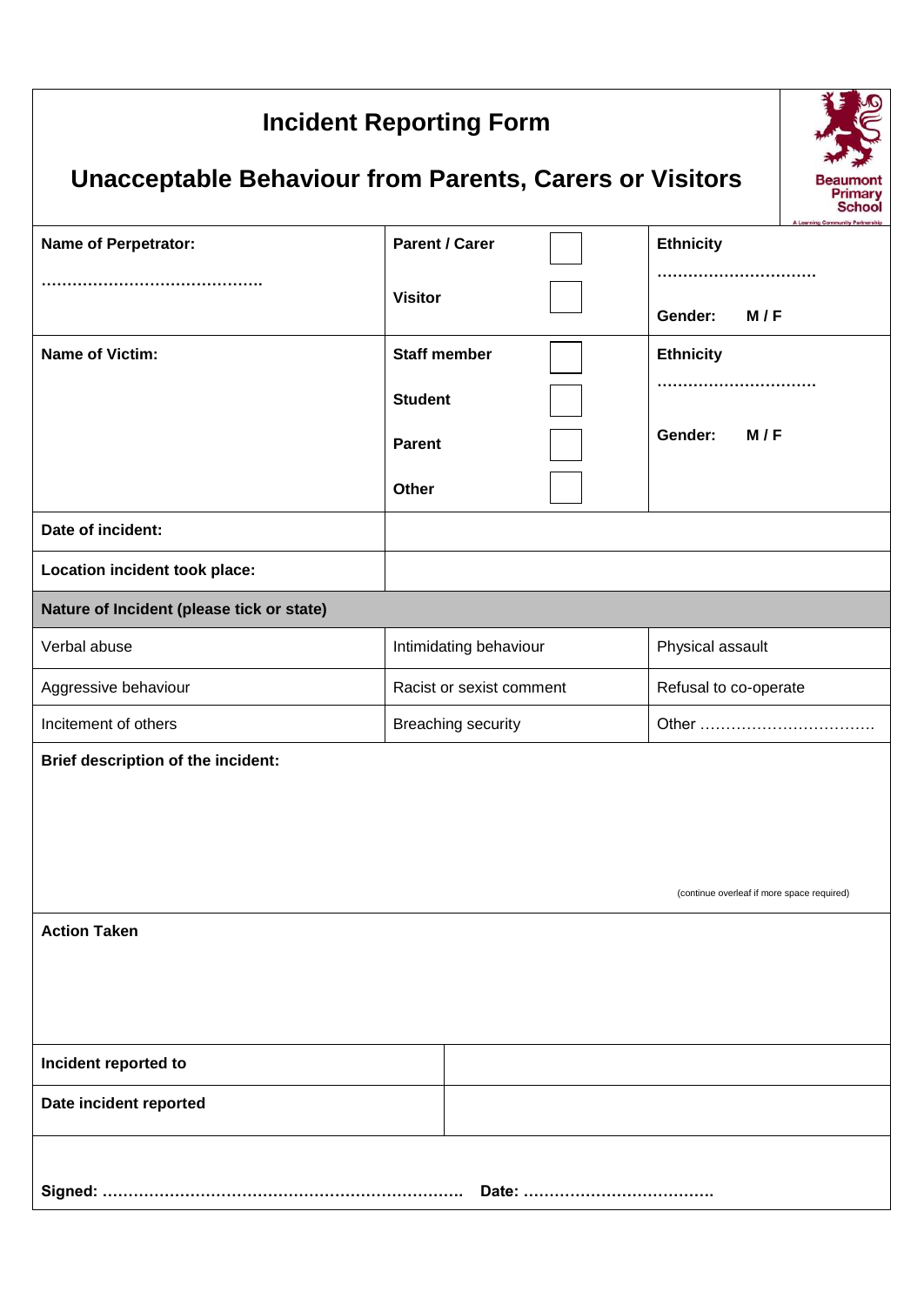# Incident Reporting Form

## Unacceptable Behaviour from Parents, Carers or Visitors

Beaumont Primary School
A Learning Community Partnership

| | | | |
|---|---|---|---|
| **Name of Perpetrator:** ……………………………………. | **Parent / Carer** ☐ **Visitor** ☐ | | **Ethnicity** …………………………. **Gender: M / F** |
| **Name of Victim:** | **Staff member** ☐ **Student** ☐ **Parent** ☐ **Other** ☐ | | **Ethnicity** …………………………. **Gender: M / F** |
| **Date of incident:** | | | |
| **Location incident took place:** | | | |
| **Nature of Incident (please tick or state)** | | | |
| Verbal abuse | Intimidating behaviour | | Physical assault |
| Aggressive behaviour | Racist or sexist comment | | Refusal to co-operate |
| Incitement of others | Breaching security | | Other ……………………………. |

**Brief description of the incident:**

(continue overleaf if more space required)

**Action Taken**

| | |
|---|---|
| **Incident reported to** | |
| **Date incident reported** | |

**Signed:** ……………………………………………………………. **Date:** ……………………………….